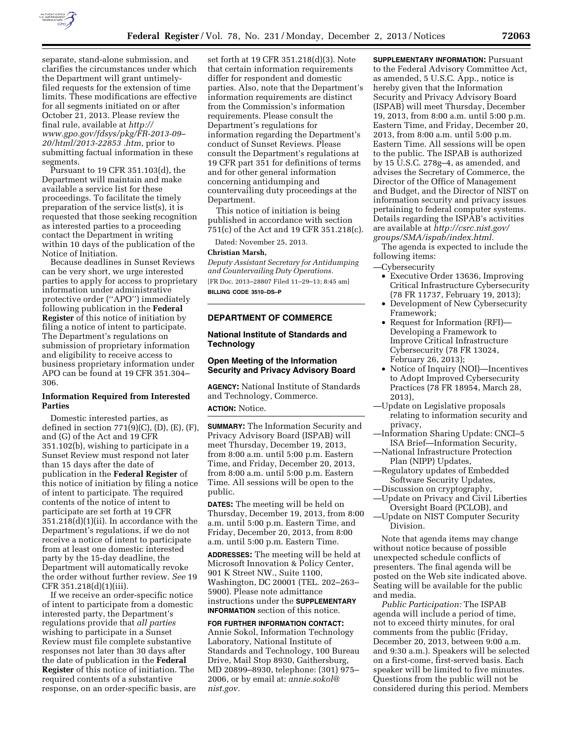separate, stand-alone submission, and clarifies the circumstances under which the Department will grant untimely-filed requests for the extension of time limits. These modifications are effective for all segments initiated on or after October 21, 2013. Please review the final rule, available at *http://www.gpo.gov/fdsys/pkg/FR-2013-09–20/html/2013-22853 .htm*, prior to submitting factual information in these segments.

Pursuant to 19 CFR 351.103(d), the Department will maintain and make available a service list for these proceedings. To facilitate the timely preparation of the service list(s), it is requested that those seeking recognition as interested parties to a proceeding contact the Department in writing within 10 days of the publication of the Notice of Initiation.

Because deadlines in Sunset Reviews can be very short, we urge interested parties to apply for access to proprietary information under administrative protective order (''APO'') immediately following publication in the **Federal Register** of this notice of initiation by filing a notice of intent to participate. The Department's regulations on submission of proprietary information and eligibility to receive access to business proprietary information under APO can be found at 19 CFR 351.304–306.

**Information Required from Interested Parties**

Domestic interested parties, as defined in section 771(9)(C), (D), (E), (F), and (G) of the Act and 19 CFR 351.102(b), wishing to participate in a Sunset Review must respond not later than 15 days after the date of publication in the **Federal Register** of this notice of initiation by filing a notice of intent to participate. The required contents of the notice of intent to participate are set forth at 19 CFR 351.218(d)(1)(ii). In accordance with the Department's regulations, if we do not receive a notice of intent to participate from at least one domestic interested party by the 15-day deadline, the Department will automatically revoke the order without further review. *See* 19 CFR 351.218(d)(1)(iii).

If we receive an order-specific notice of intent to participate from a domestic interested party, the Department's regulations provide that *all parties* wishing to participate in a Sunset Review must file complete substantive responses not later than 30 days after the date of publication in the **Federal Register** of this notice of initiation. The required contents of a substantive response, on an order-specific basis, are set forth at 19 CFR 351.218(d)(3). Note that certain information requirements differ for respondent and domestic parties. Also, note that the Department's information requirements are distinct from the Commission's information requirements. Please consult the Department's regulations for information regarding the Department's conduct of Sunset Reviews. Please consult the Department's regulations at 19 CFR part 351 for definitions of terms and for other general information concerning antidumping and countervailing duty proceedings at the Department.

This notice of initiation is being published in accordance with section 751(c) of the Act and 19 CFR 351.218(c).

Dated: November 25, 2013.

**Christian Marsh,**

*Deputy Assistant Secretary for Antidumping and Countervailing Duty Operations.*

[FR Doc. 2013–28807 Filed 11–29–13; 8:45 am]

**BILLING CODE 3510–DS–P**

## DEPARTMENT OF COMMERCE

### National Institute of Standards and Technology

### Open Meeting of the Information Security and Privacy Advisory Board

**AGENCY:** National Institute of Standards and Technology, Commerce.

**ACTION:** Notice.

**SUMMARY:** The Information Security and Privacy Advisory Board (ISPAB) will meet Thursday, December 19, 2013, from 8:00 a.m. until 5:00 p.m. Eastern Time, and Friday, December 20, 2013, from 8:00 a.m. until 5:00 p.m. Eastern Time. All sessions will be open to the public.

**DATES:** The meeting will be held on Thursday, December 19, 2013, from 8:00 a.m. until 5:00 p.m. Eastern Time, and Friday, December 20, 2013, from 8:00 a.m. until 5:00 p.m. Eastern Time.

**ADDRESSES:** The meeting will be held at Microsoft Innovation & Policy Center, 901 K Street NW., Suite 1100, Washington, DC 20001 (TEL. 202–263–5900). Please note admittance instructions under the **SUPPLEMENTARY INFORMATION** section of this notice.

**FOR FURTHER INFORMATION CONTACT:** Annie Sokol, Information Technology Laboratory, National Institute of Standards and Technology, 100 Bureau Drive, Mail Stop 8930, Gaithersburg, MD 20899–8930, telephone: (301) 975–2006, or by email at: *annie.sokol@nist.gov.*

**SUPPLEMENTARY INFORMATION:** Pursuant to the Federal Advisory Committee Act, as amended, 5 U.S.C. App., notice is hereby given that the Information Security and Privacy Advisory Board (ISPAB) will meet Thursday, December 19, 2013, from 8:00 a.m. until 5:00 p.m. Eastern Time, and Friday, December 20, 2013, from 8:00 a.m. until 5:00 p.m. Eastern Time. All sessions will be open to the public. The ISPAB is authorized by 15 U.S.C. 278g–4, as amended, and advises the Secretary of Commerce, the Director of the Office of Management and Budget, and the Director of NIST on information security and privacy issues pertaining to federal computer systems. Details regarding the ISPAB's activities are available at *http://csrc.nist.gov/groups/SMA/ispab/index.html.*

The agenda is expected to include the following items:

—Cybersecurity
- Executive Order 13636, Improving Critical Infrastructure Cybersecurity (78 FR 11737, February 19, 2013);
- Development of New Cybersecurity Framework;
- Request for Information (RFI)—Developing a Framework to Improve Critical Infrastructure Cybersecurity (78 FR 13024, February 26, 2013);
- Notice of Inquiry (NOI)—Incentives to Adopt Improved Cybersecurity Practices (78 FR 18954, March 28, 2013),

—Update on Legislative proposals relating to information security and privacy,

—Information Sharing Update: CNCI–5 ISA Brief—Information Security,

—National Infrastructure Protection Plan (NIPP) Updates,

—Regulatory updates of Embedded Software Security Updates,

—Discussion on cryptography,

—Update on Privacy and Civil Liberties Oversight Board (PCLOB), and

—Update on NIST Computer Security Division.

Note that agenda items may change without notice because of possible unexpected schedule conflicts of presenters. The final agenda will be posted on the Web site indicated above. Seating will be available for the public and media.

*Public Participation:* The ISPAB agenda will include a period of time, not to exceed thirty minutes, for oral comments from the public (Friday, December 20, 2013, between 9:00 a.m. and 9:30 a.m.). Speakers will be selected on a first-come, first-served basis. Each speaker will be limited to five minutes. Questions from the public will not be considered during this period. Members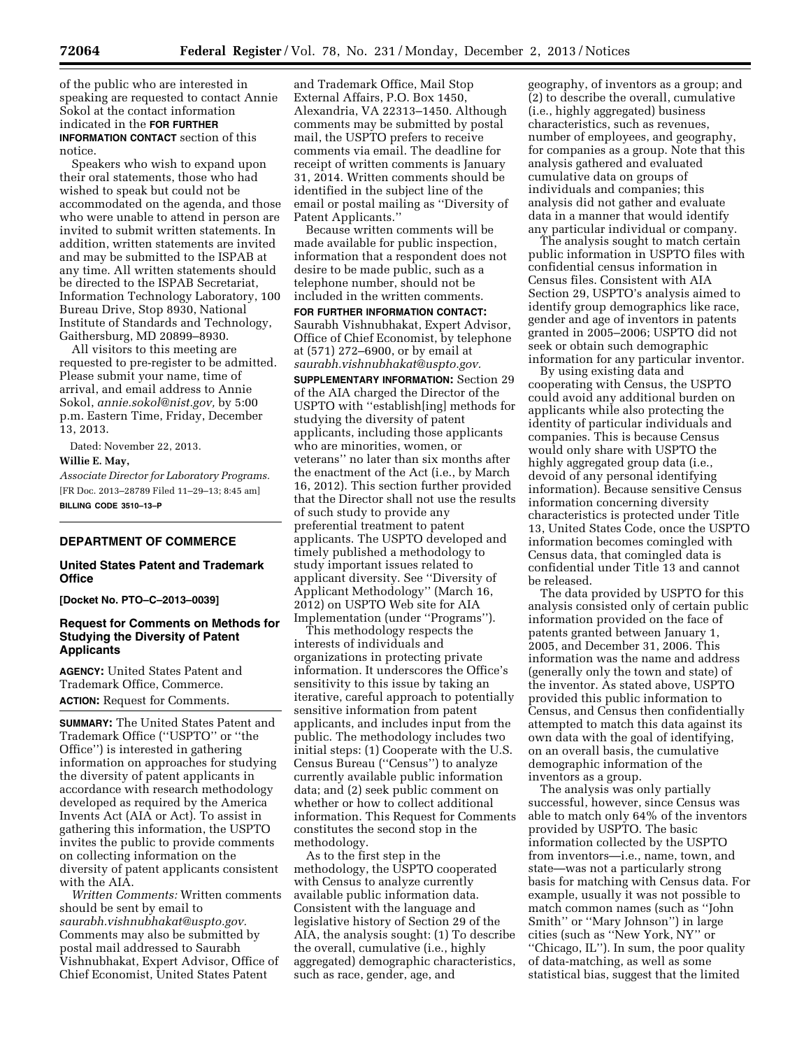of the public who are interested in speaking are requested to contact Annie Sokol at the contact information indicated in the **FOR FURTHER INFORMATION CONTACT** section of this notice.

Speakers who wish to expand upon their oral statements, those who had wished to speak but could not be accommodated on the agenda, and those who were unable to attend in person are invited to submit written statements. In addition, written statements are invited and may be submitted to the ISPAB at any time. All written statements should be directed to the ISPAB Secretariat, Information Technology Laboratory, 100 Bureau Drive, Stop 8930, National Institute of Standards and Technology, Gaithersburg, MD 20899–8930.

All visitors to this meeting are requested to pre-register to be admitted. Please submit your name, time of arrival, and email address to Annie Sokol, *annie.sokol@nist.gov,* by 5:00 p.m. Eastern Time, Friday, December 13, 2013.

Dated: November 22, 2013.

**Willie E. May,**

*Associate Director for Laboratory Programs.*

[FR Doc. 2013–28789 Filed 11–29–13; 8:45 am]

**BILLING CODE 3510–13–P**

---

## DEPARTMENT OF COMMERCE

### United States Patent and Trademark Office

**[Docket No. PTO–C–2013–0039]**

### Request for Comments on Methods for Studying the Diversity of Patent Applicants

**AGENCY:** United States Patent and Trademark Office, Commerce.

**ACTION:** Request for Comments.

**SUMMARY:** The United States Patent and Trademark Office (''USPTO'' or ''the Office'') is interested in gathering information on approaches for studying the diversity of patent applicants in accordance with research methodology developed as required by the America Invents Act (AIA or Act). To assist in gathering this information, the USPTO invites the public to provide comments on collecting information on the diversity of patent applicants consistent with the AIA.

*Written Comments:* Written comments should be sent by email to *saurabh.vishnubhakat@uspto.gov.* Comments may also be submitted by postal mail addressed to Saurabh Vishnubhakat, Expert Advisor, Office of Chief Economist, United States Patent and Trademark Office, Mail Stop External Affairs, P.O. Box 1450, Alexandria, VA 22313–1450. Although comments may be submitted by postal mail, the USPTO prefers to receive comments via email. The deadline for receipt of written comments is January 31, 2014. Written comments should be identified in the subject line of the email or postal mailing as ''Diversity of Patent Applicants.''

Because written comments will be made available for public inspection, information that a respondent does not desire to be made public, such as a telephone number, should not be included in the written comments.

**FOR FURTHER INFORMATION CONTACT:** Saurabh Vishnubhakat, Expert Advisor, Office of Chief Economist, by telephone at (571) 272–6900, or by email at *saurabh.vishnubhakat@uspto.gov.*

**SUPPLEMENTARY INFORMATION:** Section 29 of the AIA charged the Director of the USPTO with ''establish[ing] methods for studying the diversity of patent applicants, including those applicants who are minorities, women, or veterans'' no later than six months after the enactment of the Act (i.e., by March 16, 2012). This section further provided that the Director shall not use the results of such study to provide any preferential treatment to patent applicants. The USPTO developed and timely published a methodology to study important issues related to applicant diversity. See ''Diversity of Applicant Methodology'' (March 16, 2012) on USPTO Web site for AIA Implementation (under ''Programs'').

This methodology respects the interests of individuals and organizations in protecting private information. It underscores the Office's sensitivity to this issue by taking an iterative, careful approach to potentially sensitive information from patent applicants, and includes input from the public. The methodology includes two initial steps: (1) Cooperate with the U.S. Census Bureau (''Census'') to analyze currently available public information data; and (2) seek public comment on whether or how to collect additional information. This Request for Comments constitutes the second stop in the methodology.

As to the first step in the methodology, the USPTO cooperated with Census to analyze currently available public information data. Consistent with the language and legislative history of Section 29 of the AIA, the analysis sought: (1) To describe the overall, cumulative (i.e., highly aggregated) demographic characteristics, such as race, gender, age, and geography, of inventors as a group; and (2) to describe the overall, cumulative (i.e., highly aggregated) business characteristics, such as revenues, number of employees, and geography, for companies as a group. Note that this analysis gathered and evaluated cumulative data on groups of individuals and companies; this analysis did not gather and evaluate data in a manner that would identify any particular individual or company.

The analysis sought to match certain public information in USPTO files with confidential census information in Census files. Consistent with AIA Section 29, USPTO's analysis aimed to identify group demographics like race, gender and age of inventors in patents granted in 2005–2006; USPTO did not seek or obtain such demographic information for any particular inventor.

By using existing data and cooperating with Census, the USPTO could avoid any additional burden on applicants while also protecting the identity of particular individuals and companies. This is because Census would only share with USPTO the highly aggregated group data (i.e., devoid of any personal identifying information). Because sensitive Census information concerning diversity characteristics is protected under Title 13, United States Code, once the USPTO information becomes comingled with Census data, that comingled data is confidential under Title 13 and cannot be released.

The data provided by USPTO for this analysis consisted only of certain public information provided on the face of patents granted between January 1, 2005, and December 31, 2006. This information was the name and address (generally only the town and state) of the inventor. As stated above, USPTO provided this public information to Census, and Census then confidentially attempted to match this data against its own data with the goal of identifying, on an overall basis, the cumulative demographic information of the inventors as a group.

The analysis was only partially successful, however, since Census was able to match only 64% of the inventors provided by USPTO. The basic information collected by the USPTO from inventors—i.e., name, town, and state—was not a particularly strong basis for matching with Census data. For example, usually it was not possible to match common names (such as ''John Smith'' or ''Mary Johnson'') in large cities (such as ''New York, NY'' or ''Chicago, IL''). In sum, the poor quality of data-matching, as well as some statistical bias, suggest that the limited